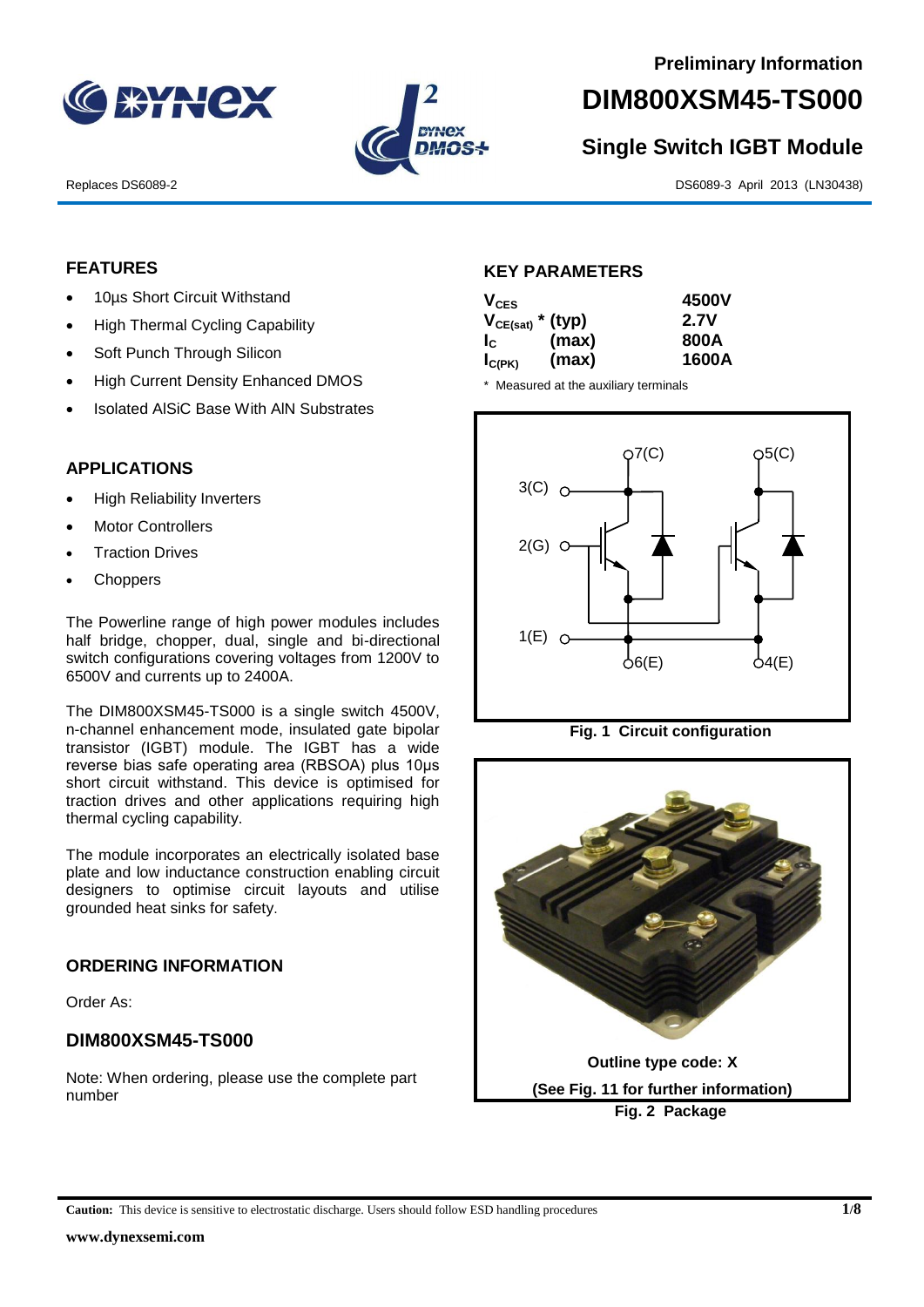Preliminary Information

# DIM800XSM45-TS000

## Single Switch IGBT Module

Replaces DS6089-2

DS6089-3 April 2013 (LN30438)

### FEATURES

- 10µs Short Circuit Withstand
- High Thermal Cycling Capability
- Soft Punch Through Silicon
- High Current Density Enhanced DMOS
- Isolated AlSiC Base With AlN Substrates

### APPLICATIONS

- High Reliability Inverters
- Motor Controllers
- Traction Drives
- Choppers

The Powerline range of high power modules includes half bridge, chopper, dual, single and bi-directional switch configurations covering voltages from 1200V to 6500V and currents up to 2400A.

The DIM800XSM45-TS000 is a single switch 4500V, n-channel enhancement mode, insulated gate bipolar transistor (IGBT) module. The IGBT has a wide reverse bias safe operating area (RBSOA) plus 10µs short circuit withstand. This device is optimised for traction drives and other applications requiring high thermal cycling capability.

The module incorporates an electrically isolated base plate and low inductance construction enabling circuit designers to optimise circuit layouts and utilise grounded heat sinks for safety.

### ORDERING INFORMATION

Order As:

### DIM800XSM45-TS000

Note: When ordering, please use the complete part number

### KEY PARAMETERS

| | | |
|---|---|---|
| $V_{CES}$ | | 4500V |
| $V_{CE(sat)}$ * | (typ) | 2.7V |
| $I_C$ | (max) | 800A |
| $I_{C(PK)}$ | (max) | 1600A |

\* Measured at the auxiliary terminals

Fig. 1 Circuit configuration

Outline type code: X

(See Fig. 11 for further information)

Fig. 2 Package

**Caution:** This device is sensitive to electrostatic discharge. Users should follow ESD handling procedures

www.dynexsemi.com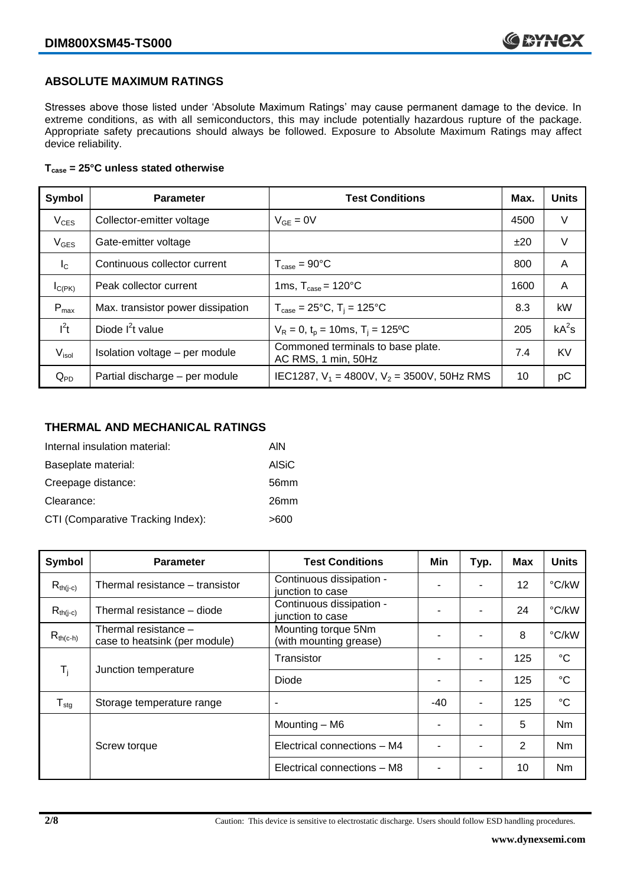## ABSOLUTE MAXIMUM RATINGS

Stresses above those listed under 'Absolute Maximum Ratings' may cause permanent damage to the device. In extreme conditions, as with all semiconductors, this may include potentially hazardous rupture of the package. Appropriate safety precautions should always be followed. Exposure to Absolute Maximum Ratings may affect device reliability.

**$T_{case}$ = 25°C unless stated otherwise**

| Symbol | Parameter | Test Conditions | Max. | Units |
|---|---|---|---|---|
| $V_{CES}$ | Collector-emitter voltage | $V_{GE} = 0V$ | 4500 | V |
| $V_{GES}$ | Gate-emitter voltage | | ±20 | V |
| $I_C$ | Continuous collector current | $T_{case} = 90°C$ | 800 | A |
| $I_{C(PK)}$ | Peak collector current | 1ms, $T_{case} = 120°C$ | 1600 | A |
| $P_{max}$ | Max. transistor power dissipation | $T_{case} = 25°C$, $T_j = 125°C$ | 8.3 | kW |
| $I^2t$ | Diode $I^2t$ value | $V_R = 0$, $t_p = 10ms$, $T_j = 125ºC$ | 205 | $kA^2s$ |
| $V_{isol}$ | Isolation voltage – per module | Commoned terminals to base plate. AC RMS, 1 min, 50Hz | 7.4 | KV |
| $Q_{PD}$ | Partial discharge – per module | IEC1287, $V_1 = 4800V$, $V_2 = 3500V$, 50Hz RMS | 10 | pC |

## THERMAL AND MECHANICAL RATINGS

| | |
|---|---|
| Internal insulation material: | AlN |
| Baseplate material: | AlSiC |
| Creepage distance: | 56mm |
| Clearance: | 26mm |
| CTI (Comparative Tracking Index): | >600 |

| Symbol | Parameter | Test Conditions | Min | Typ. | Max | Units |
|---|---|---|---|---|---|---|
| $R_{th(j-c)}$ | Thermal resistance – transistor | Continuous dissipation - junction to case | - | - | 12 | °C/kW |
| $R_{th(j-c)}$ | Thermal resistance – diode | Continuous dissipation - junction to case | - | - | 24 | °C/kW |
| $R_{th(c-h)}$ | Thermal resistance – case to heatsink (per module) | Mounting torque 5Nm (with mounting grease) | - | - | 8 | °C/kW |
| $T_j$ | Junction temperature | Transistor | - | - | 125 | °C |
| | | Diode | - | - | 125 | °C |
| $T_{stg}$ | Storage temperature range | - | -40 | - | 125 | °C |
| | Screw torque | Mounting – M6 | - | - | 5 | Nm |
| | | Electrical connections – M4 | - | - | 2 | Nm |
| | | Electrical connections – M8 | - | - | 10 | Nm |

Caution: This device is sensitive to electrostatic discharge. Users should follow ESD handling procedures.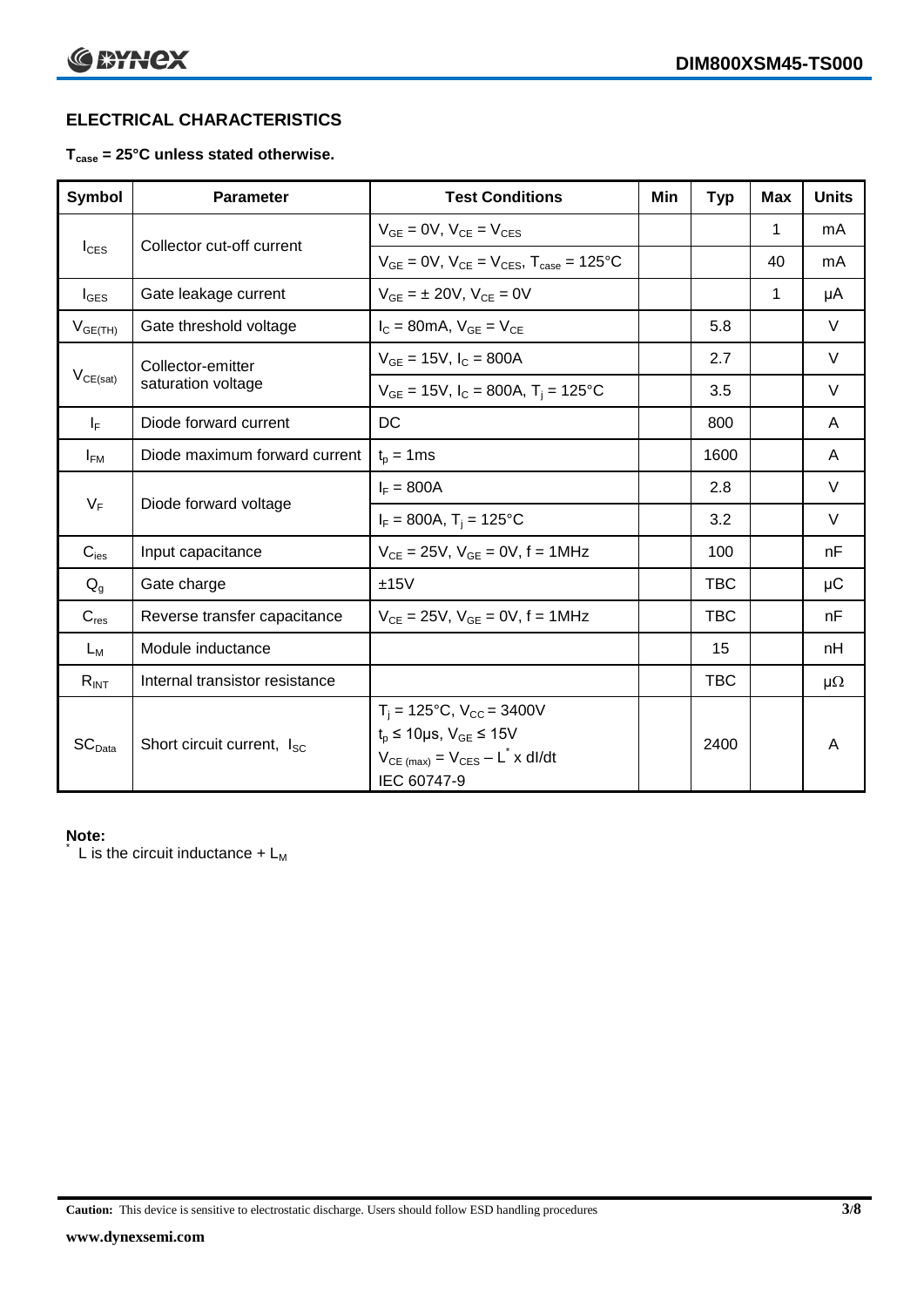## ELECTRICAL CHARACTERISTICS

**$T_{case}$ = 25°C unless stated otherwise.**

| Symbol | Parameter | Test Conditions | Min | Typ | Max | Units |
|---|---|---|---|---|---|---|
| $I_{CES}$ | Collector cut-off current | $V_{GE}$ = 0V, $V_{CE}$ = $V_{CES}$ | | | 1 | mA |
| | | $V_{GE}$ = 0V, $V_{CE}$ = $V_{CES}$, $T_{case}$ = 125°C | | | 40 | mA |
| $I_{GES}$ | Gate leakage current | $V_{GE}$ = ± 20V, $V_{CE}$ = 0V | | | 1 | μA |
| $V_{GE(TH)}$ | Gate threshold voltage | $I_C$ = 80mA, $V_{GE}$ = $V_{CE}$ | | 5.8 | | V |
| $V_{CE(sat)}$ | Collector-emitter saturation voltage | $V_{GE}$ = 15V, $I_C$ = 800A | | 2.7 | | V |
| | | $V_{GE}$ = 15V, $I_C$ = 800A, $T_j$ = 125°C | | 3.5 | | V |
| $I_F$ | Diode forward current | DC | | 800 | | A |
| $I_{FM}$ | Diode maximum forward current | $t_p$ = 1ms | | 1600 | | A |
| $V_F$ | Diode forward voltage | $I_F$ = 800A | | 2.8 | | V |
| | | $I_F$ = 800A, $T_j$ = 125°C | | 3.2 | | V |
| $C_{ies}$ | Input capacitance | $V_{CE}$ = 25V, $V_{GE}$ = 0V, f = 1MHz | | 100 | | nF |
| $Q_g$ | Gate charge | ±15V | | TBC | | μC |
| $C_{res}$ | Reverse transfer capacitance | $V_{CE}$ = 25V, $V_{GE}$ = 0V, f = 1MHz | | TBC | | nF |
| $L_M$ | Module inductance | | | 15 | | nH |
| $R_{INT}$ | Internal transistor resistance | | | TBC | | μΩ |
| $SC_{Data}$ | Short circuit current, $I_{SC}$ | $T_j$ = 125°C, $V_{CC}$ = 3400V<br>$t_p$ ≤ 10μs, $V_{GE}$ ≤ 15V<br>$V_{CE\,(max)}$ = $V_{CES}$ – $L^*$ x dI/dt<br>IEC 60747-9 | | 2400 | | A |

**Note:**

* L is the circuit inductance + $L_M$

**Caution:** This device is sensitive to electrostatic discharge. Users should follow ESD handling procedures

**www.dynexsemi.com**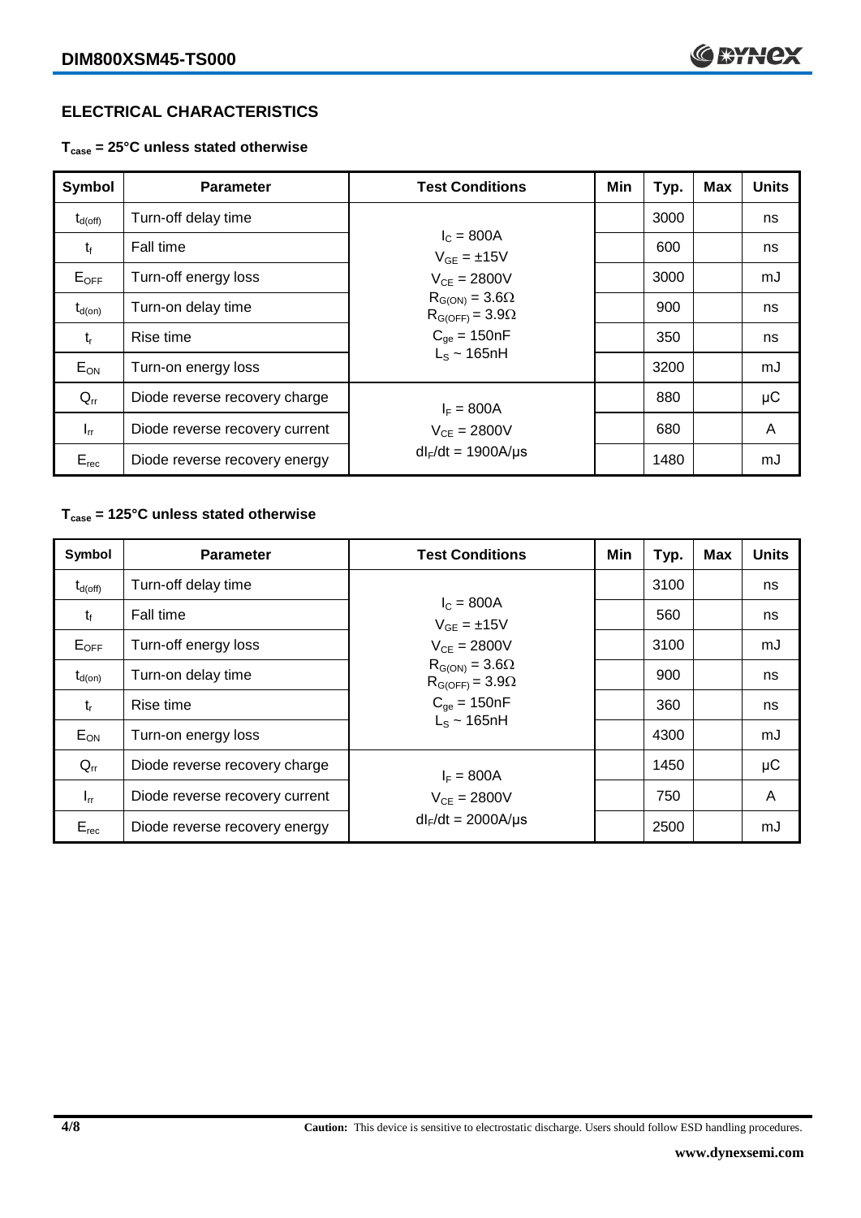## ELECTRICAL CHARACTERISTICS

**$T_{case}$ = 25°C unless stated otherwise**

| Symbol | Parameter | Test Conditions | Min | Typ. | Max | Units |
|---|---|---|---|---|---|---|
| $t_{d(off)}$ | Turn-off delay time | $I_C$ = 800A<br>$V_{GE}$ = ±15V<br>$V_{CE}$ = 2800V<br>$R_{G(ON)}$ = 3.6Ω<br>$R_{G(OFF)}$ = 3.9Ω<br>$C_{ge}$ = 150nF<br>$L_S$ ~ 165nH | | 3000 | | ns |
| $t_f$ | Fall time | | | 600 | | ns |
| $E_{OFF}$ | Turn-off energy loss | | | 3000 | | mJ |
| $t_{d(on)}$ | Turn-on delay time | | | 900 | | ns |
| $t_r$ | Rise time | | | 350 | | ns |
| $E_{ON}$ | Turn-on energy loss | | | 3200 | | mJ |
| $Q_{rr}$ | Diode reverse recovery charge | $I_F$ = 800A<br>$V_{CE}$ = 2800V<br>$dI_F/dt$ = 1900A/μs | | 880 | | μC |
| $I_{rr}$ | Diode reverse recovery current | | | 680 | | A |
| $E_{rec}$ | Diode reverse recovery energy | | | 1480 | | mJ |

**$T_{case}$ = 125°C unless stated otherwise**

| Symbol | Parameter | Test Conditions | Min | Typ. | Max | Units |
|---|---|---|---|---|---|---|
| $t_{d(off)}$ | Turn-off delay time | $I_C$ = 800A<br>$V_{GE}$ = ±15V<br>$V_{CE}$ = 2800V<br>$R_{G(ON)}$ = 3.6Ω<br>$R_{G(OFF)}$ = 3.9Ω<br>$C_{ge}$ = 150nF<br>$L_S$ ~ 165nH | | 3100 | | ns |
| $t_f$ | Fall time | | | 560 | | ns |
| $E_{OFF}$ | Turn-off energy loss | | | 3100 | | mJ |
| $t_{d(on)}$ | Turn-on delay time | | | 900 | | ns |
| $t_r$ | Rise time | | | 360 | | ns |
| $E_{ON}$ | Turn-on energy loss | | | 4300 | | mJ |
| $Q_{rr}$ | Diode reverse recovery charge | $I_F$ = 800A<br>$V_{CE}$ = 2800V<br>$dI_F/dt$ = 2000A/μs | | 1450 | | μC |
| $I_{rr}$ | Diode reverse recovery current | | | 750 | | A |
| $E_{rec}$ | Diode reverse recovery energy | | | 2500 | | mJ |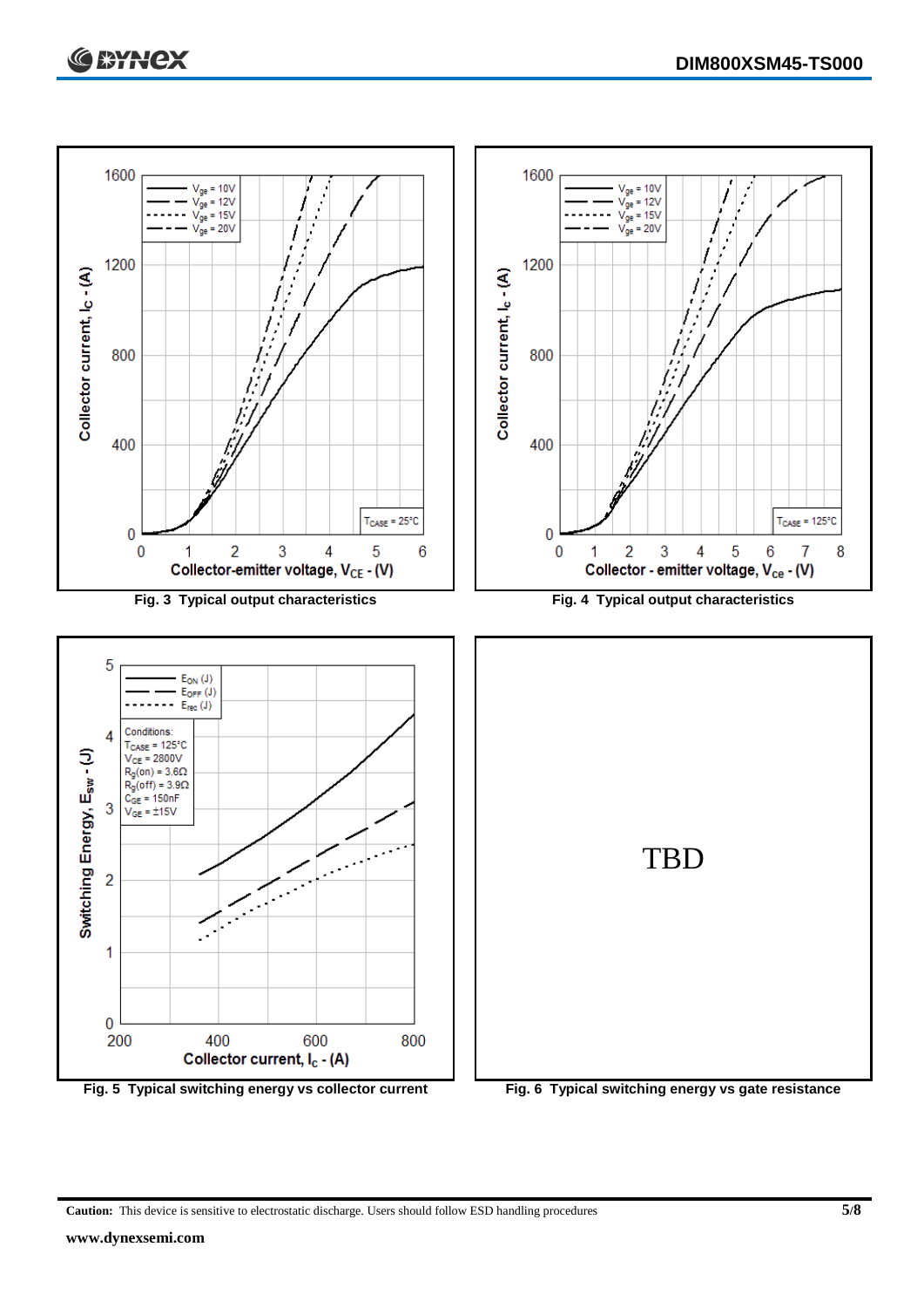Fig. 3 Typical output characteristics

Fig. 4 Typical output characteristics

Fig. 5 Typical switching energy vs collector current

TBD

Fig. 6 Typical switching energy vs gate resistance

**Caution:** This device is sensitive to electrostatic discharge. Users should follow ESD handling procedures

**www.dynexsemi.com**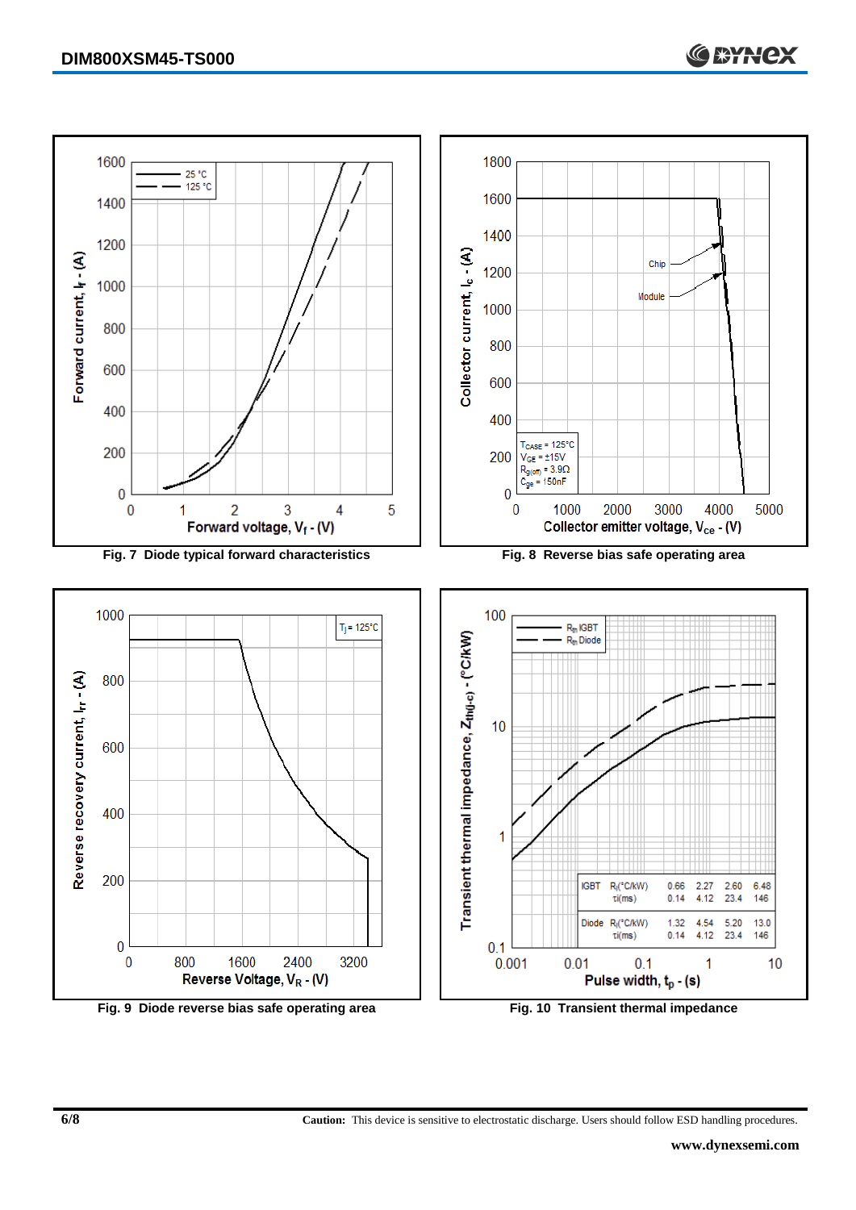Fig. 7 Diode typical forward characteristics

Fig. 8 Reverse bias safe operating area

Fig. 9 Diode reverse bias safe operating area

| | | | | | |
|---|---|---|---|---|---|
| IGBT | $R_i$(°C/kW) | 0.66 | 2.27 | 2.60 | 6.48 |
| | $\tau_i$(ms) | 0.14 | 4.12 | 23.4 | 146 |
| Diode | $R_i$(°C/kW) | 1.32 | 4.54 | 5.20 | 13.0 |
| | $\tau_i$(ms) | 0.14 | 4.12 | 23.4 | 146 |

Fig. 10 Transient thermal impedance

**Caution:** This device is sensitive to electrostatic discharge. Users should follow ESD handling procedures.

**www.dynexsemi.com**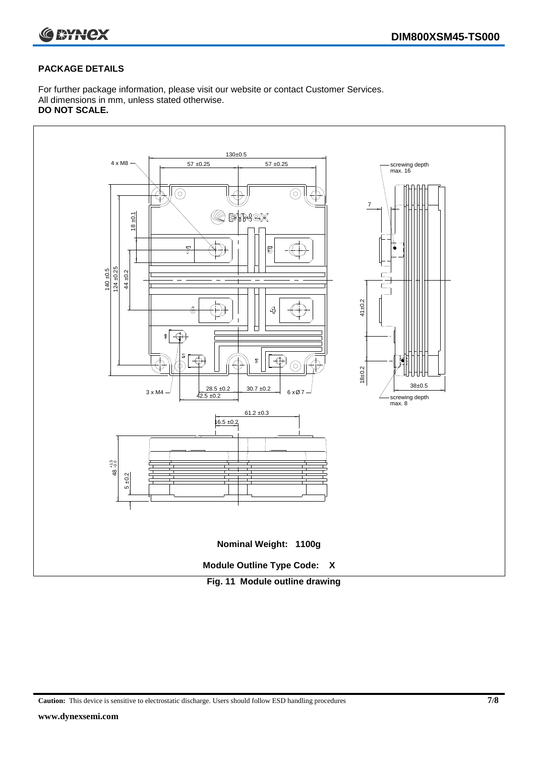## PACKAGE DETAILS

For further package information, please visit our website or contact Customer Services.
All dimensions in mm, unless stated otherwise.
**DO NOT SCALE.**

**Nominal Weight: 1100g**

**Module Outline Type Code: X**

**Fig. 11 Module outline drawing**

**Caution:** This device is sensitive to electrostatic discharge. Users should follow ESD handling procedures

**www.dynexsemi.com**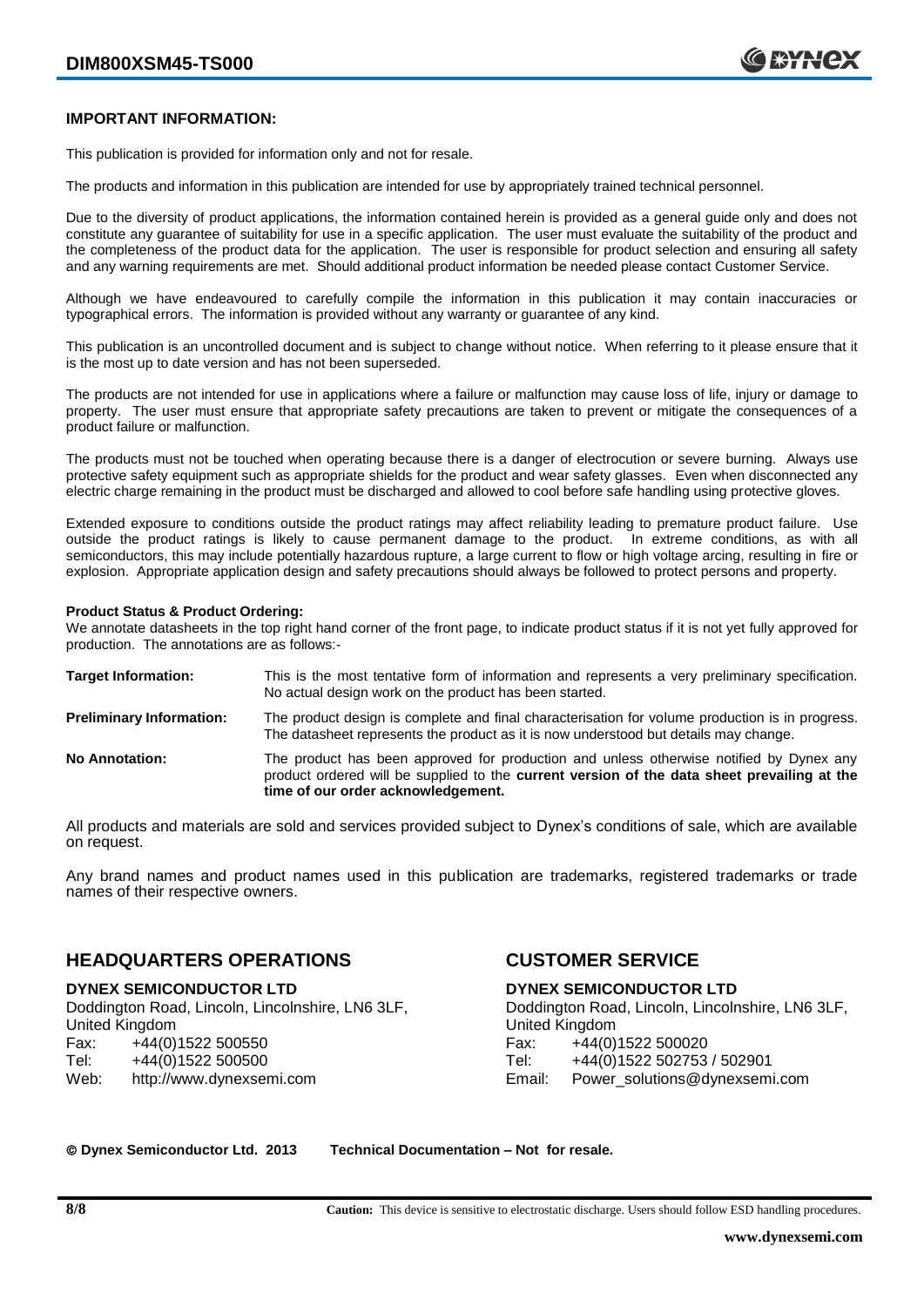## IMPORTANT INFORMATION:

This publication is provided for information only and not for resale.

The products and information in this publication are intended for use by appropriately trained technical personnel.

Due to the diversity of product applications, the information contained herein is provided as a general guide only and does not constitute any guarantee of suitability for use in a specific application. The user must evaluate the suitability of the product and the completeness of the product data for the application. The user is responsible for product selection and ensuring all safety and any warning requirements are met. Should additional product information be needed please contact Customer Service.

Although we have endeavoured to carefully compile the information in this publication it may contain inaccuracies or typographical errors. The information is provided without any warranty or guarantee of any kind.

This publication is an uncontrolled document and is subject to change without notice. When referring to it please ensure that it is the most up to date version and has not been superseded.

The products are not intended for use in applications where a failure or malfunction may cause loss of life, injury or damage to property. The user must ensure that appropriate safety precautions are taken to prevent or mitigate the consequences of a product failure or malfunction.

The products must not be touched when operating because there is a danger of electrocution or severe burning. Always use protective safety equipment such as appropriate shields for the product and wear safety glasses. Even when disconnected any electric charge remaining in the product must be discharged and allowed to cool before safe handling using protective gloves.

Extended exposure to conditions outside the product ratings may affect reliability leading to premature product failure. Use outside the product ratings is likely to cause permanent damage to the product. In extreme conditions, as with all semiconductors, this may include potentially hazardous rupture, a large current to flow or high voltage arcing, resulting in fire or explosion. Appropriate application design and safety precautions should always be followed to protect persons and property.

**Product Status & Product Ordering:**
We annotate datasheets in the top right hand corner of the front page, to indicate product status if it is not yet fully approved for production. The annotations are as follows:-

| | |
|---|---|
| **Target Information:** | This is the most tentative form of information and represents a very preliminary specification. No actual design work on the product has been started. |
| **Preliminary Information:** | The product design is complete and final characterisation for volume production is in progress. The datasheet represents the product as it is now understood but details may change. |
| **No Annotation:** | The product has been approved for production and unless otherwise notified by Dynex any product ordered will be supplied to the **current version of the data sheet prevailing at the time of our order acknowledgement.** |

All products and materials are sold and services provided subject to Dynex's conditions of sale, which are available on request.

Any brand names and product names used in this publication are trademarks, registered trademarks or trade names of their respective owners.

## HEADQUARTERS OPERATIONS

**DYNEX SEMICONDUCTOR LTD**
Doddington Road, Lincoln, Lincolnshire, LN6 3LF,
United Kingdom
Fax: +44(0)1522 500550
Tel: +44(0)1522 500500
Web: http://www.dynexsemi.com

## CUSTOMER SERVICE

**DYNEX SEMICONDUCTOR LTD**
Doddington Road, Lincoln, Lincolnshire, LN6 3LF,
United Kingdom
Fax: +44(0)1522 500020
Tel: +44(0)1522 502753 / 502901
Email: Power_solutions@dynexsemi.com

**© Dynex Semiconductor Ltd. 2013 Technical Documentation – Not for resale.**

**Caution:** This device is sensitive to electrostatic discharge. Users should follow ESD handling procedures.